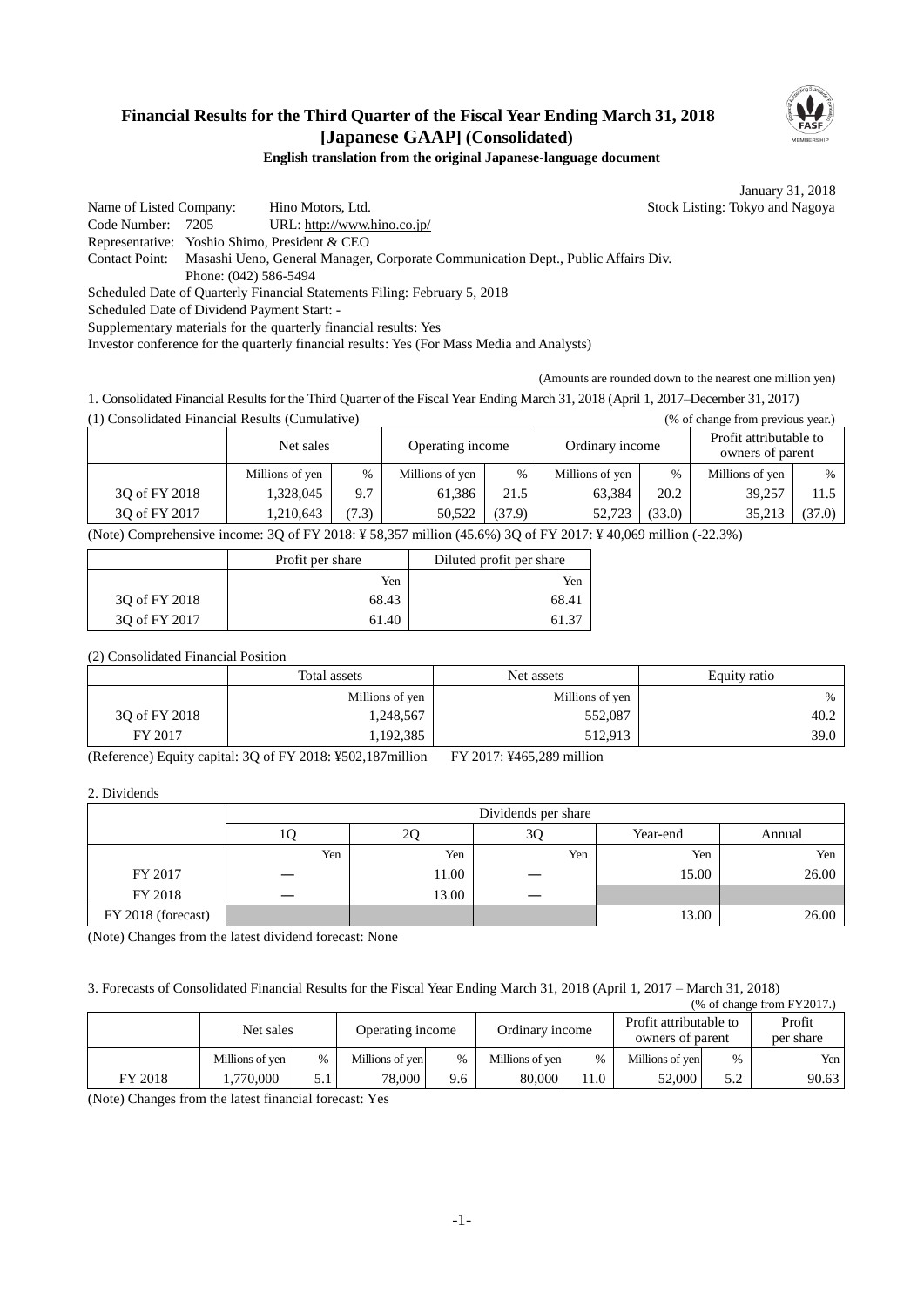# Financial Results for the Third Quarter of the Fiscal Year Ending March 31, 2018 [Japanese GAAP] (Consolidated)

**English translation from the original Japanese-language document**

January 31, 2018

Name of Listed Company: Hino Motors, Ltd. Stock Listing: Tokyo and Nagoya

Code Number: 7205 URL: http://www.hino.co.jp/

Representative: Yoshio Shimo, President & CEO

Contact Point: Masashi Ueno, General Manager, Corporate Communication Dept., Public Affairs Div.

Phone: (042) 586-5494

Scheduled Date of Quarterly Financial Statements Filing: February 5, 2018

Scheduled Date of Dividend Payment Start: -

Supplementary materials for the quarterly financial results: Yes

Investor conference for the quarterly financial results: Yes (For Mass Media and Analysts)

(Amounts are rounded down to the nearest one million yen)

1. Consolidated Financial Results for the Third Quarter of the Fiscal Year Ending March 31, 2018 (April 1, 2017–December 31, 2017)

(1) Consolidated Financial Results (Cumulative) (% of change from previous year.)

| | Net sales | | Operating income | | Ordinary income | | Profit attributable to owners of parent | |
|---|---|---|---|---|---|---|---|---|
| | Millions of yen | % | Millions of yen | % | Millions of yen | % | Millions of yen | % |
| 3Q of FY 2018 | 1,328,045 | 9.7 | 61,386 | 21.5 | 63,384 | 20.2 | 39,257 | 11.5 |
| 3Q of FY 2017 | 1,210,643 | (7.3) | 50,522 | (37.9) | 52,723 | (33.0) | 35,213 | (37.0) |

(Note) Comprehensive income: 3Q of FY 2018: ¥ 58,357 million (45.6%) 3Q of FY 2017: ¥ 40,069 million (-22.3%)

| | Profit per share | Diluted profit per share |
|---|---|---|
| | Yen | Yen |
| 3Q of FY 2018 | 68.43 | 68.41 |
| 3Q of FY 2017 | 61.40 | 61.37 |

(2) Consolidated Financial Position

| | Total assets | Net assets | Equity ratio |
|---|---|---|---|
| | Millions of yen | Millions of yen | % |
| 3Q of FY 2018 | 1,248,567 | 552,087 | 40.2 |
| FY 2017 | 1,192,385 | 512,913 | 39.0 |

(Reference) Equity capital: 3Q of FY 2018: ¥502,187million FY 2017: ¥465,289 million

2. Dividends

| | Dividends per share | | | | |
|---|---|---|---|---|---|
| | 1Q | 2Q | 3Q | Year-end | Annual |
| | Yen | Yen | Yen | Yen | Yen |
| FY 2017 | ― | 11.00 | ― | 15.00 | 26.00 |
| FY 2018 | ― | 13.00 | ― | | |
| FY 2018 (forecast) | | | | 13.00 | 26.00 |

(Note) Changes from the latest dividend forecast: None

3. Forecasts of Consolidated Financial Results for the Fiscal Year Ending March 31, 2018 (April 1, 2017 – March 31, 2018)

(% of change from FY2017.)

| | Net sales | | Operating income | | Ordinary income | | Profit attributable to owners of parent | | Profit per share |
|---|---|---|---|---|---|---|---|---|---|
| | Millions of yen | % | Millions of yen | % | Millions of yen | % | Millions of yen | % | Yen |
| FY 2018 | 1,770,000 | 5.1 | 78,000 | 9.6 | 80,000 | 11.0 | 52,000 | 5.2 | 90.63 |

(Note) Changes from the latest financial forecast: Yes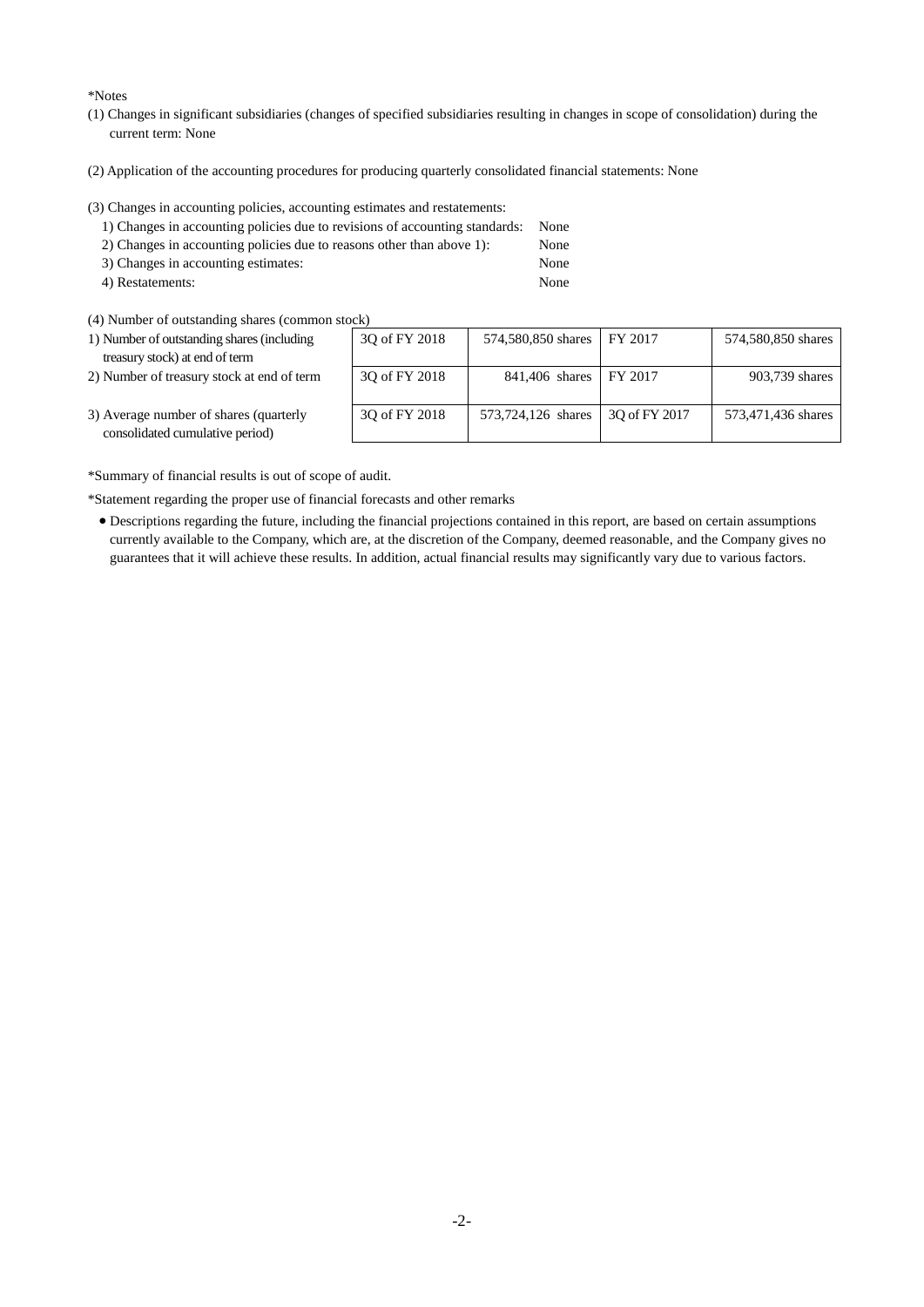*Notes

(1) Changes in significant subsidiaries (changes of specified subsidiaries resulting in changes in scope of consolidation) during the current term: None

(2) Application of the accounting procedures for producing quarterly consolidated financial statements: None

(3) Changes in accounting policies, accounting estimates and restatements:

1) Changes in accounting policies due to revisions of accounting standards: None
2) Changes in accounting policies due to reasons other than above 1): None
3) Changes in accounting estimates: None
4) Restatements: None

(4) Number of outstanding shares (common stock)

| | | | | |
|---|---|---|---|---|
| 1) Number of outstanding shares (including treasury stock) at end of term | 3Q of FY 2018 | 574,580,850 shares | FY 2017 | 574,580,850 shares |
| 2) Number of treasury stock at end of term | 3Q of FY 2018 | 841,406 shares | FY 2017 | 903,739 shares |
| 3) Average number of shares (quarterly consolidated cumulative period) | 3Q of FY 2018 | 573,724,126 shares | 3Q of FY 2017 | 573,471,436 shares |

*Summary of financial results is out of scope of audit.

*Statement regarding the proper use of financial forecasts and other remarks

- Descriptions regarding the future, including the financial projections contained in this report, are based on certain assumptions currently available to the Company, which are, at the discretion of the Company, deemed reasonable, and the Company gives no guarantees that it will achieve these results. In addition, actual financial results may significantly vary due to various factors.